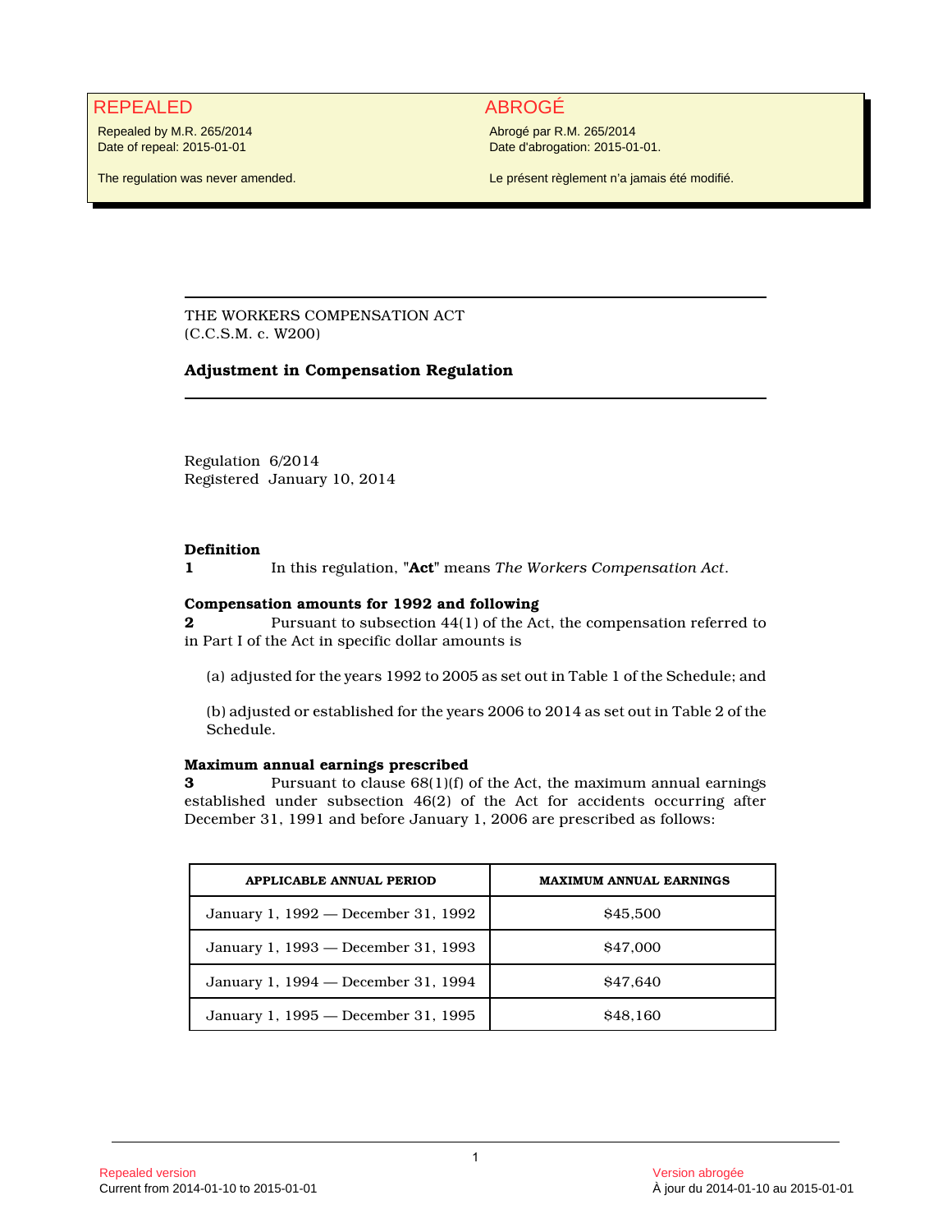REPEALED

Repealed by M.R. 265/2014
Date of repeal: 2015-01-01

The regulation was never amended.

ABROGÉ

Abrogé par R.M. 265/2014
Date d'abrogation: 2015-01-01.

Le présent règlement n'a jamais été modifié.

---

THE WORKERS COMPENSATION ACT
(C.C.S.M. c. W200)

**Adjustment in Compensation Regulation**

---

Regulation 6/2014
Registered January 10, 2014

**Definition**

**1** In this regulation, "**Act**" means *The Workers Compensation Act*.

**Compensation amounts for 1992 and following**

**2** Pursuant to subsection 44(1) of the Act, the compensation referred to in Part I of the Act in specific dollar amounts is

(a) adjusted for the years 1992 to 2005 as set out in Table 1 of the Schedule; and

(b) adjusted or established for the years 2006 to 2014 as set out in Table 2 of the Schedule.

**Maximum annual earnings prescribed**

**3** Pursuant to clause 68(1)(f) of the Act, the maximum annual earnings established under subsection 46(2) of the Act for accidents occurring after December 31, 1991 and before January 1, 2006 are prescribed as follows:

| APPLICABLE ANNUAL PERIOD | MAXIMUM ANNUAL EARNINGS |
|---|---|
| January 1, 1992 — December 31, 1992 | $45,500 |
| January 1, 1993 — December 31, 1993 | $47,000 |
| January 1, 1994 — December 31, 1994 | $47,640 |
| January 1, 1995 — December 31, 1995 | $48,160 |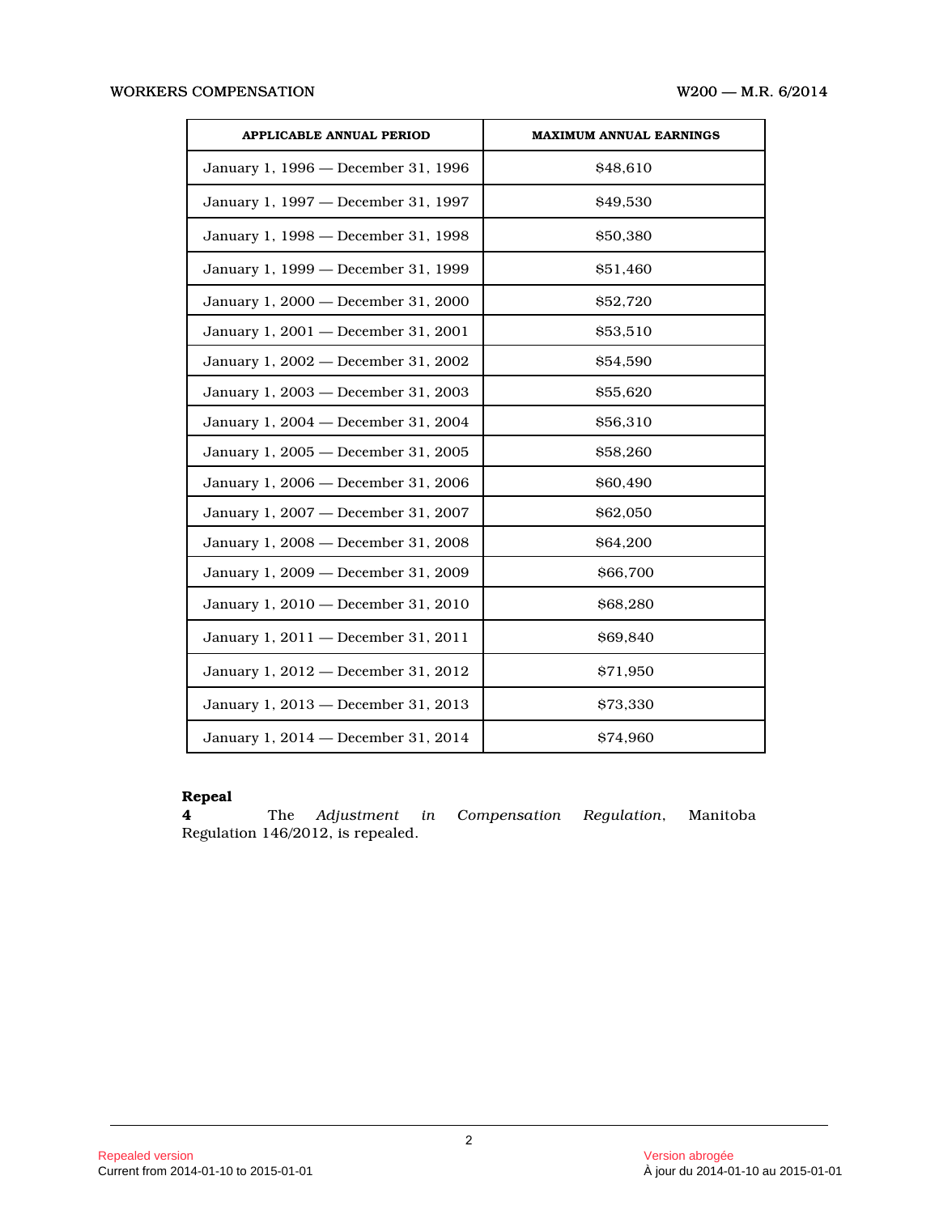| APPLICABLE ANNUAL PERIOD | MAXIMUM ANNUAL EARNINGS |
| --- | --- |
| January 1, 1996 — December 31, 1996 | $48,610 |
| January 1, 1997 — December 31, 1997 | $49,530 |
| January 1, 1998 — December 31, 1998 | $50,380 |
| January 1, 1999 — December 31, 1999 | $51,460 |
| January 1, 2000 — December 31, 2000 | $52,720 |
| January 1, 2001 — December 31, 2001 | $53,510 |
| January 1, 2002 — December 31, 2002 | $54,590 |
| January 1, 2003 — December 31, 2003 | $55,620 |
| January 1, 2004 — December 31, 2004 | $56,310 |
| January 1, 2005 — December 31, 2005 | $58,260 |
| January 1, 2006 — December 31, 2006 | $60,490 |
| January 1, 2007 — December 31, 2007 | $62,050 |
| January 1, 2008 — December 31, 2008 | $64,200 |
| January 1, 2009 — December 31, 2009 | $66,700 |
| January 1, 2010 — December 31, 2010 | $68,280 |
| January 1, 2011 — December 31, 2011 | $69,840 |
| January 1, 2012 — December 31, 2012 | $71,950 |
| January 1, 2013 — December 31, 2013 | $73,330 |
| January 1, 2014 — December 31, 2014 | $74,960 |

**Repeal**

**4** The *Adjustment in Compensation Regulation*, Manitoba Regulation 146/2012, is repealed.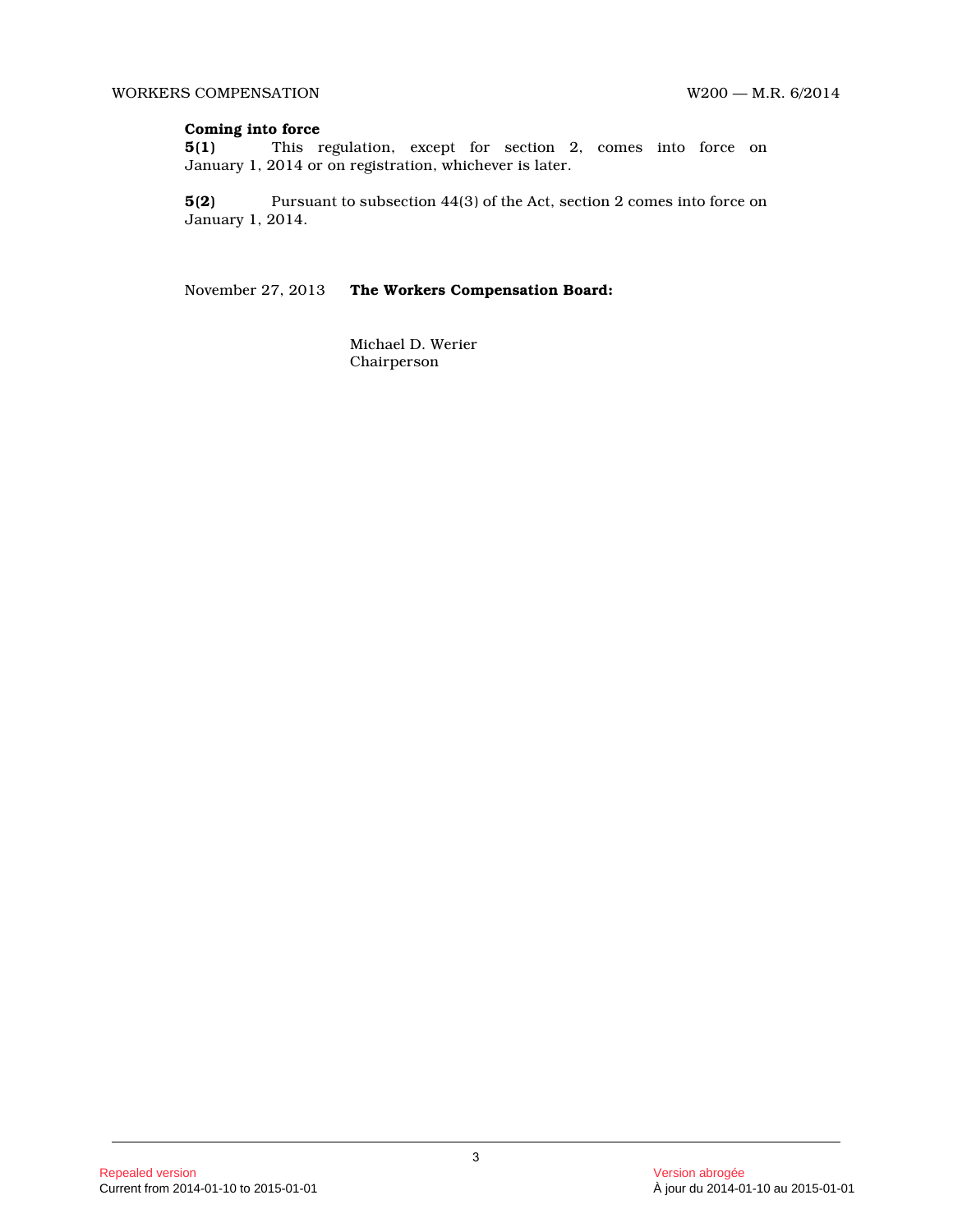**Coming into force**

**5(1)** This regulation, except for section 2, comes into force on January 1, 2014 or on registration, whichever is later.

**5(2)** Pursuant to subsection 44(3) of the Act, section 2 comes into force on January 1, 2014.

November 27, 2013 **The Workers Compensation Board:**

Michael D. Werier
Chairperson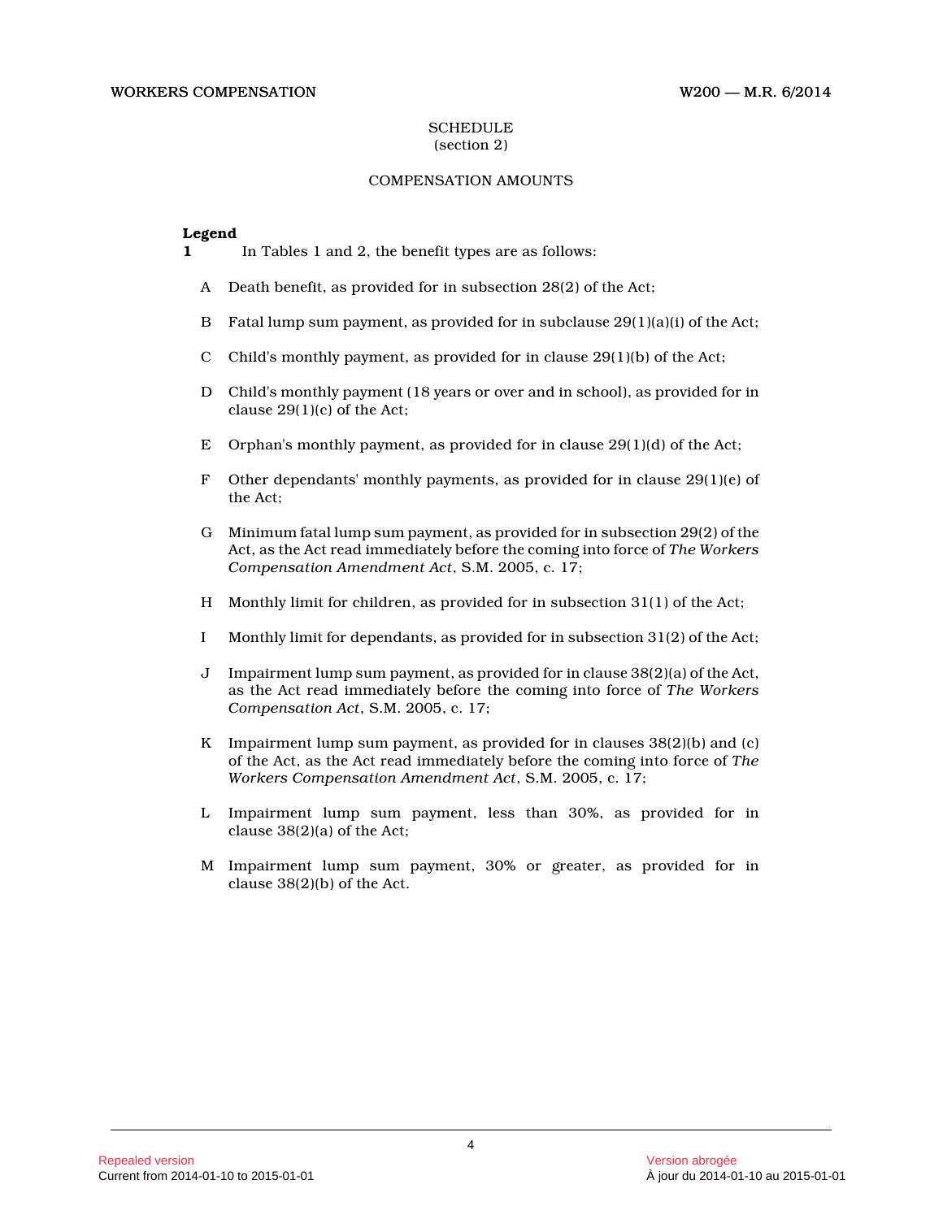SCHEDULE
(section 2)

COMPENSATION AMOUNTS

**Legend**

**1** In Tables 1 and 2, the benefit types are as follows:

A Death benefit, as provided for in subsection 28(2) of the Act;

B Fatal lump sum payment, as provided for in subclause 29(1)(a)(i) of the Act;

C Child's monthly payment, as provided for in clause 29(1)(b) of the Act;

D Child's monthly payment (18 years or over and in school), as provided for in clause 29(1)(c) of the Act;

E Orphan's monthly payment, as provided for in clause 29(1)(d) of the Act;

F Other dependants' monthly payments, as provided for in clause 29(1)(e) of the Act;

G Minimum fatal lump sum payment, as provided for in subsection 29(2) of the Act, as the Act read immediately before the coming into force of *The Workers Compensation Amendment Act*, S.M. 2005, c. 17;

H Monthly limit for children, as provided for in subsection 31(1) of the Act;

I Monthly limit for dependants, as provided for in subsection 31(2) of the Act;

J Impairment lump sum payment, as provided for in clause 38(2)(a) of the Act, as the Act read immediately before the coming into force of *The Workers Compensation Act*, S.M. 2005, c. 17;

K Impairment lump sum payment, as provided for in clauses 38(2)(b) and (c) of the Act, as the Act read immediately before the coming into force of *The Workers Compensation Amendment Act*, S.M. 2005, c. 17;

L Impairment lump sum payment, less than 30%, as provided for in clause 38(2)(a) of the Act;

M Impairment lump sum payment, 30% or greater, as provided for in clause 38(2)(b) of the Act.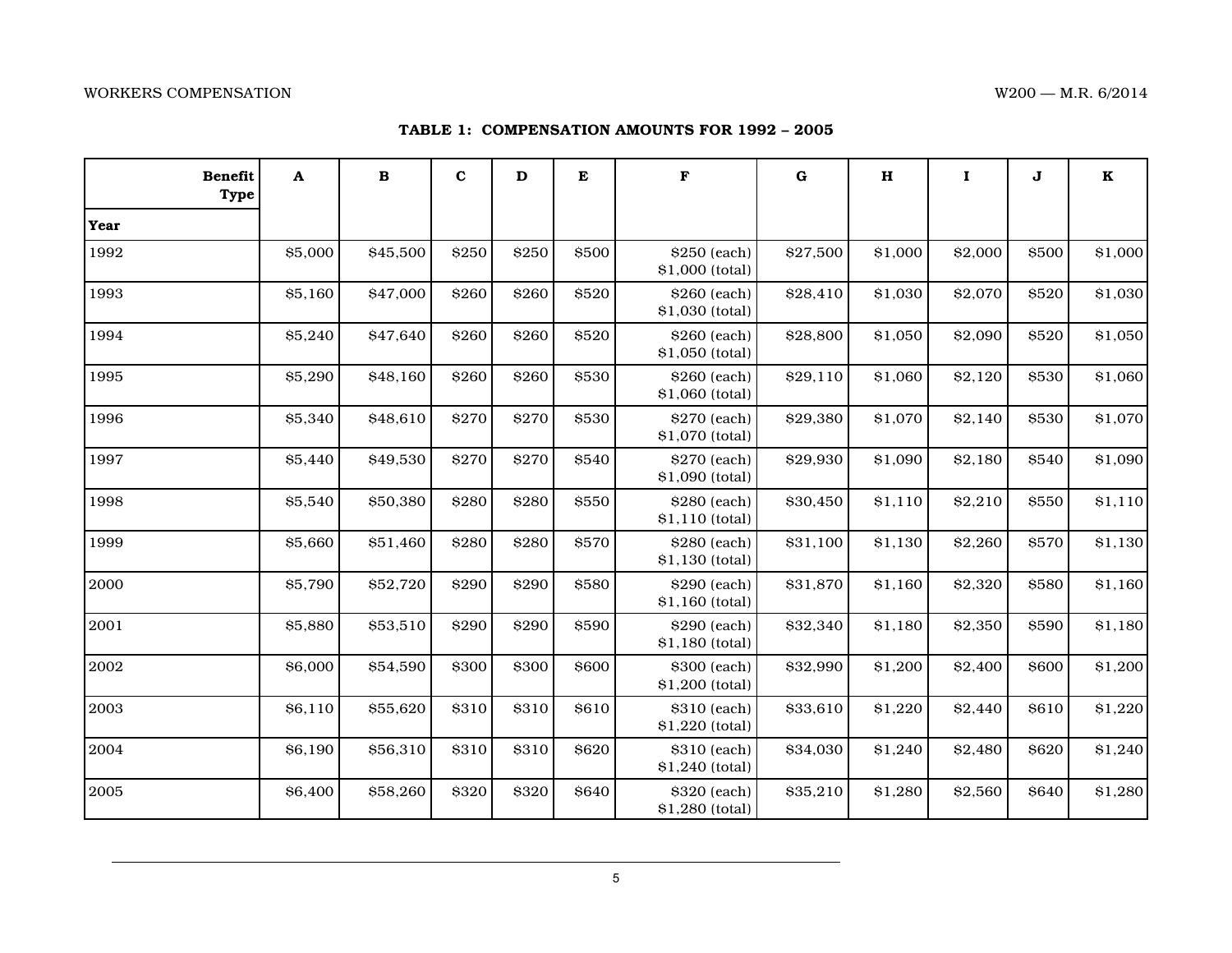**TABLE 1: COMPENSATION AMOUNTS FOR 1992 – 2005**

| Benefit Type / Year | A | B | C | D | E | F | G | H | I | J | K |
|---|---|---|---|---|---|---|---|---|---|---|---|
| 1992 | $5,000 | $45,500 | $250 | $250 | $500 | $250 (each) $1,000 (total) | $27,500 | $1,000 | $2,000 | $500 | $1,000 |
| 1993 | $5,160 | $47,000 | $260 | $260 | $520 | $260 (each) $1,030 (total) | $28,410 | $1,030 | $2,070 | $520 | $1,030 |
| 1994 | $5,240 | $47,640 | $260 | $260 | $520 | $260 (each) $1,050 (total) | $28,800 | $1,050 | $2,090 | $520 | $1,050 |
| 1995 | $5,290 | $48,160 | $260 | $260 | $530 | $260 (each) $1,060 (total) | $29,110 | $1,060 | $2,120 | $530 | $1,060 |
| 1996 | $5,340 | $48,610 | $270 | $270 | $530 | $270 (each) $1,070 (total) | $29,380 | $1,070 | $2,140 | $530 | $1,070 |
| 1997 | $5,440 | $49,530 | $270 | $270 | $540 | $270 (each) $1,090 (total) | $29,930 | $1,090 | $2,180 | $540 | $1,090 |
| 1998 | $5,540 | $50,380 | $280 | $280 | $550 | $280 (each) $1,110 (total) | $30,450 | $1,110 | $2,210 | $550 | $1,110 |
| 1999 | $5,660 | $51,460 | $280 | $280 | $570 | $280 (each) $1,130 (total) | $31,100 | $1,130 | $2,260 | $570 | $1,130 |
| 2000 | $5,790 | $52,720 | $290 | $290 | $580 | $290 (each) $1,160 (total) | $31,870 | $1,160 | $2,320 | $580 | $1,160 |
| 2001 | $5,880 | $53,510 | $290 | $290 | $590 | $290 (each) $1,180 (total) | $32,340 | $1,180 | $2,350 | $590 | $1,180 |
| 2002 | $6,000 | $54,590 | $300 | $300 | $600 | $300 (each) $1,200 (total) | $32,990 | $1,200 | $2,400 | $600 | $1,200 |
| 2003 | $6,110 | $55,620 | $310 | $310 | $610 | $310 (each) $1,220 (total) | $33,610 | $1,220 | $2,440 | $610 | $1,220 |
| 2004 | $6,190 | $56,310 | $310 | $310 | $620 | $310 (each) $1,240 (total) | $34,030 | $1,240 | $2,480 | $620 | $1,240 |
| 2005 | $6,400 | $58,260 | $320 | $320 | $640 | $320 (each) $1,280 (total) | $35,210 | $1,280 | $2,560 | $640 | $1,280 |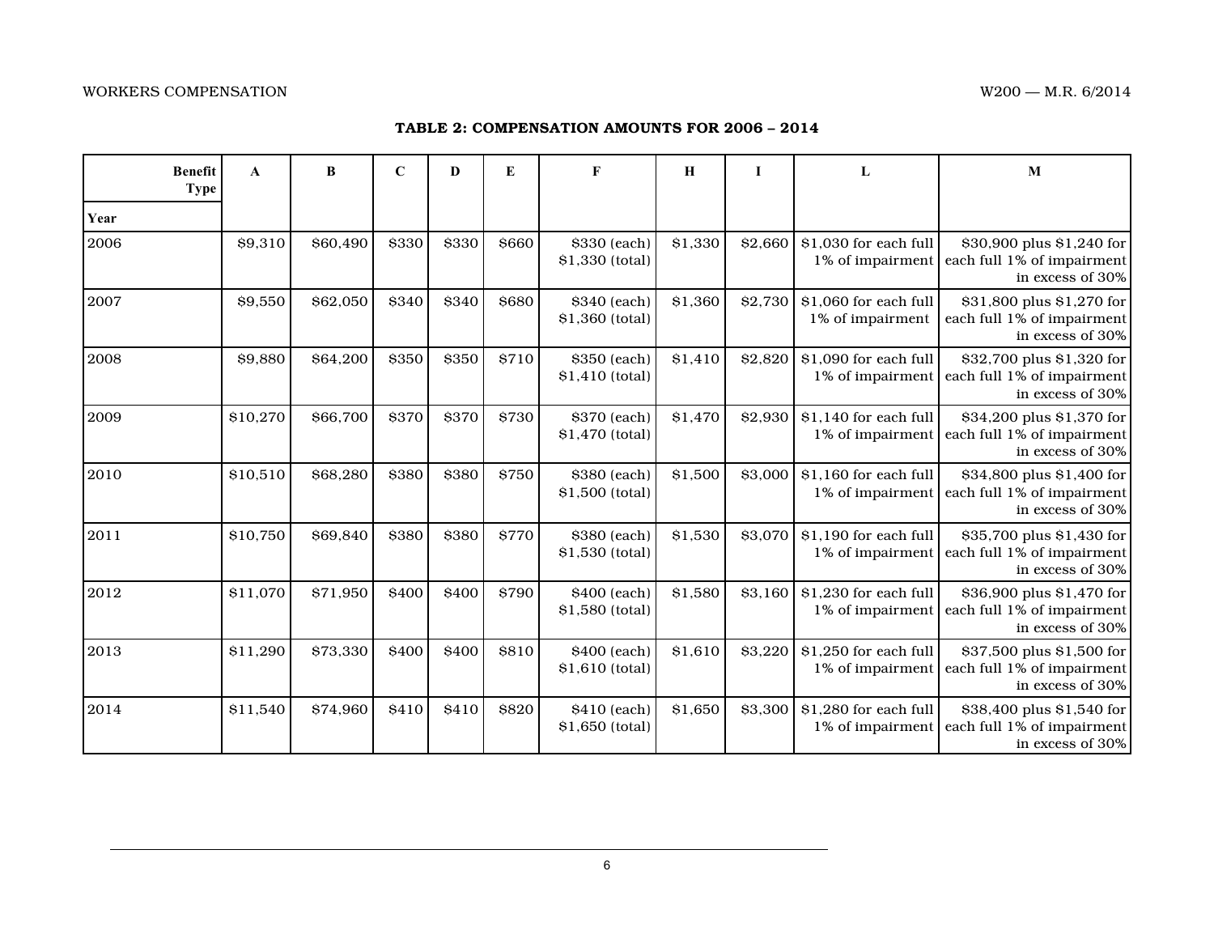**TABLE 2: COMPENSATION AMOUNTS FOR 2006 – 2014**

| Benefit Type / Year | A | B | C | D | E | F | H | I | L | M |
|---|---|---|---|---|---|---|---|---|---|---|
| 2006 | $9,310 | $60,490 | $330 | $330 | $660 | $330 (each) $1,330 (total) | $1,330 | $2,660 | $1,030 for each full 1% of impairment | $30,900 plus $1,240 for each full 1% of impairment in excess of 30% |
| 2007 | $9,550 | $62,050 | $340 | $340 | $680 | $340 (each) $1,360 (total) | $1,360 | $2,730 | $1,060 for each full 1% of impairment | $31,800 plus $1,270 for each full 1% of impairment in excess of 30% |
| 2008 | $9,880 | $64,200 | $350 | $350 | $710 | $350 (each) $1,410 (total) | $1,410 | $2,820 | $1,090 for each full 1% of impairment | $32,700 plus $1,320 for each full 1% of impairment in excess of 30% |
| 2009 | $10,270 | $66,700 | $370 | $370 | $730 | $370 (each) $1,470 (total) | $1,470 | $2,930 | $1,140 for each full 1% of impairment | $34,200 plus $1,370 for each full 1% of impairment in excess of 30% |
| 2010 | $10,510 | $68,280 | $380 | $380 | $750 | $380 (each) $1,500 (total) | $1,500 | $3,000 | $1,160 for each full 1% of impairment | $34,800 plus $1,400 for each full 1% of impairment in excess of 30% |
| 2011 | $10,750 | $69,840 | $380 | $380 | $770 | $380 (each) $1,530 (total) | $1,530 | $3,070 | $1,190 for each full 1% of impairment | $35,700 plus $1,430 for each full 1% of impairment in excess of 30% |
| 2012 | $11,070 | $71,950 | $400 | $400 | $790 | $400 (each) $1,580 (total) | $1,580 | $3,160 | $1,230 for each full 1% of impairment | $36,900 plus $1,470 for each full 1% of impairment in excess of 30% |
| 2013 | $11,290 | $73,330 | $400 | $400 | $810 | $400 (each) $1,610 (total) | $1,610 | $3,220 | $1,250 for each full 1% of impairment | $37,500 plus $1,500 for each full 1% of impairment in excess of 30% |
| 2014 | $11,540 | $74,960 | $410 | $410 | $820 | $410 (each) $1,650 (total) | $1,650 | $3,300 | $1,280 for each full 1% of impairment | $38,400 plus $1,540 for each full 1% of impairment in excess of 30% |